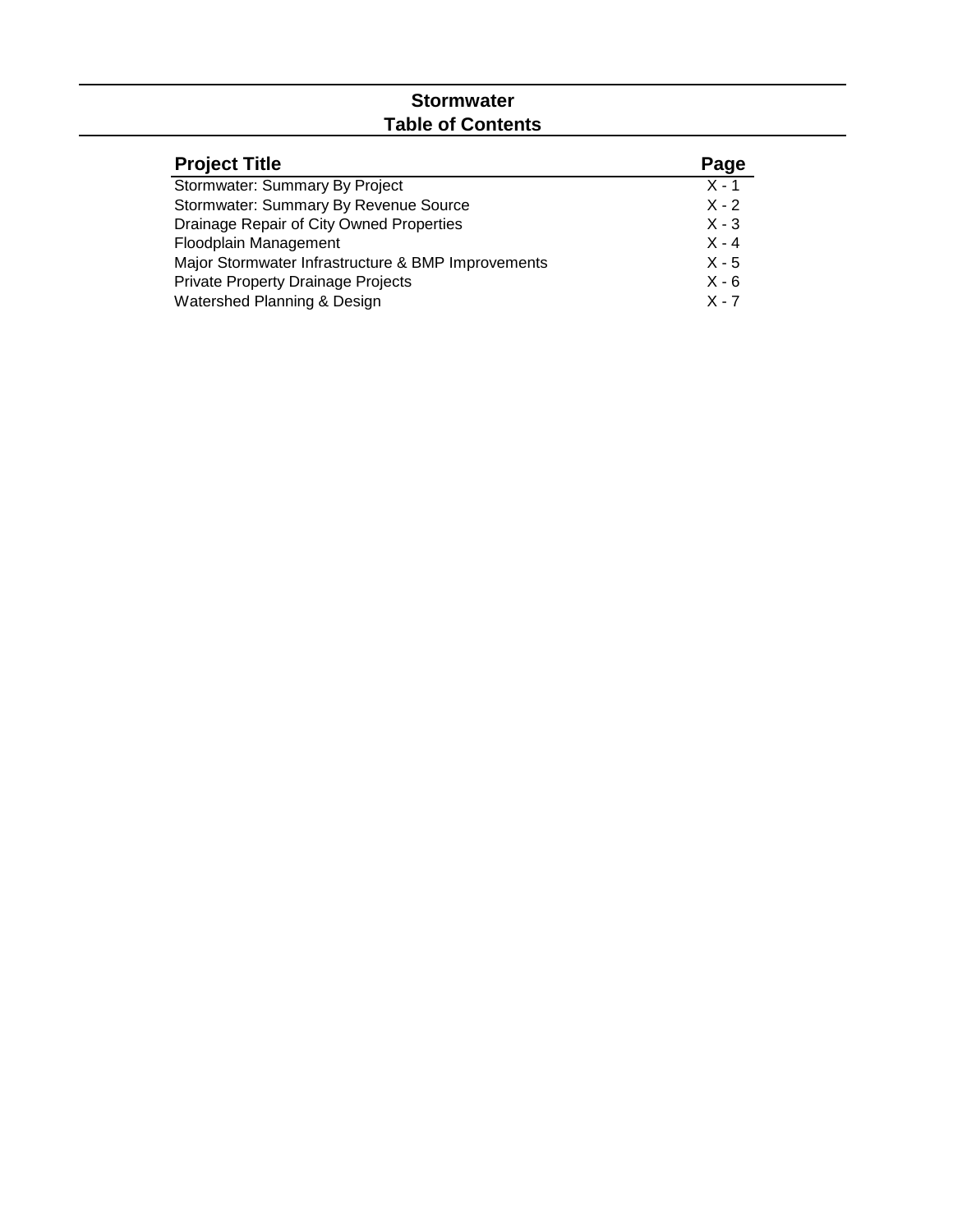# Stormwater
## Table of Contents

| Project Title | Page |
|---|---|
| Stormwater: Summary By Project | X - 1 |
| Stormwater: Summary By Revenue Source | X - 2 |
| Drainage Repair of City Owned Properties | X - 3 |
| Floodplain Management | X - 4 |
| Major Stormwater Infrastructure & BMP Improvements | X - 5 |
| Private Property Drainage Projects | X - 6 |
| Watershed Planning & Design | X - 7 |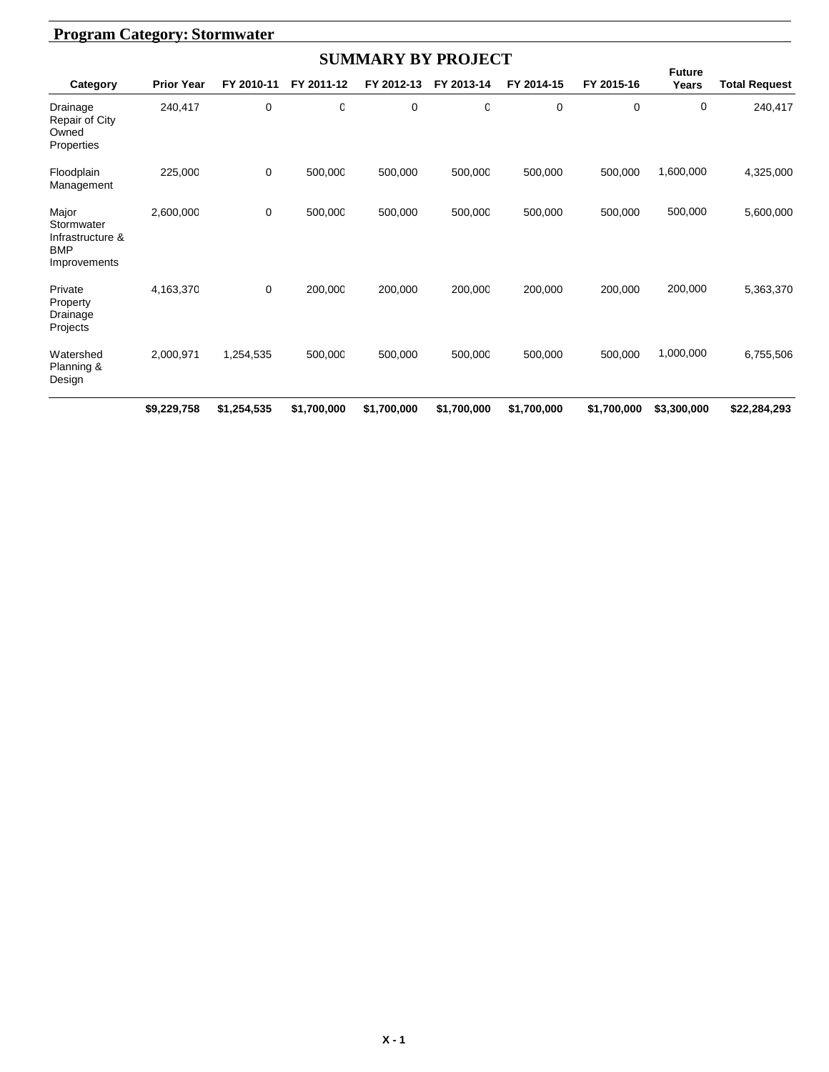## Program Category: Stormwater

### SUMMARY BY PROJECT

| Category | Prior Year | FY 2010-11 | FY 2011-12 | FY 2012-13 | FY 2013-14 | FY 2014-15 | FY 2015-16 | Future Years | Total Request |
|---|---|---|---|---|---|---|---|---|---|
| Drainage Repair of City Owned Properties | 240,417 | 0 | 0 | 0 | 0 | 0 | 0 | 0 | 240,417 |
| Floodplain Management | 225,000 | 0 | 500,000 | 500,000 | 500,000 | 500,000 | 500,000 | 1,600,000 | 4,325,000 |
| Major Stormwater Infrastructure & BMP Improvements | 2,600,000 | 0 | 500,000 | 500,000 | 500,000 | 500,000 | 500,000 | 500,000 | 5,600,000 |
| Private Property Drainage Projects | 4,163,370 | 0 | 200,000 | 200,000 | 200,000 | 200,000 | 200,000 | 200,000 | 5,363,370 |
| Watershed Planning & Design | 2,000,971 | 1,254,535 | 500,000 | 500,000 | 500,000 | 500,000 | 500,000 | 1,000,000 | 6,755,506 |
| | **$9,229,758** | **$1,254,535** | **$1,700,000** | **$1,700,000** | **$1,700,000** | **$1,700,000** | **$1,700,000** | **$3,300,000** | **$22,284,293** |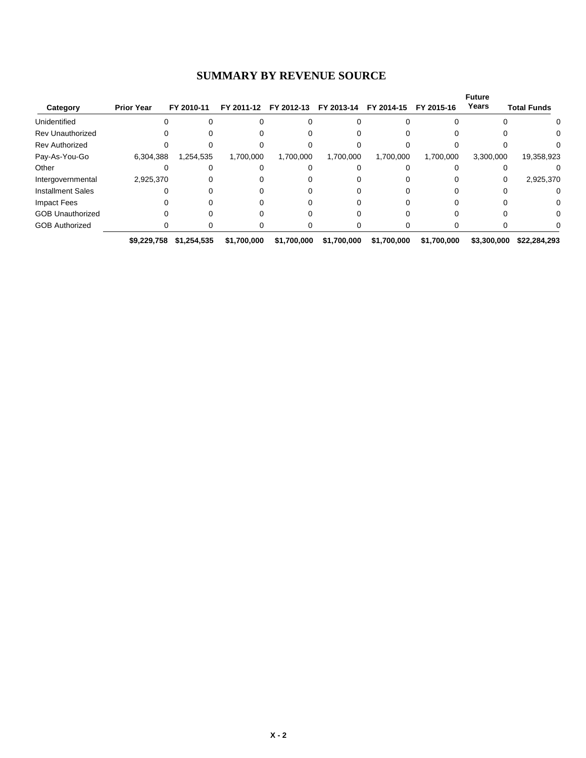## SUMMARY BY REVENUE SOURCE

| Category | Prior Year | FY 2010-11 | FY 2011-12 | FY 2012-13 | FY 2013-14 | FY 2014-15 | FY 2015-16 | Future Years | Total Funds |
|---|---|---|---|---|---|---|---|---|---|
| Unidentified | 0 | 0 | 0 | 0 | 0 | 0 | 0 | 0 | 0 |
| Rev Unauthorized | 0 | 0 | 0 | 0 | 0 | 0 | 0 | 0 | 0 |
| Rev Authorized | 0 | 0 | 0 | 0 | 0 | 0 | 0 | 0 | 0 |
| Pay-As-You-Go | 6,304,388 | 1,254,535 | 1,700,000 | 1,700,000 | 1,700,000 | 1,700,000 | 1,700,000 | 3,300,000 | 19,358,923 |
| Other | 0 | 0 | 0 | 0 | 0 | 0 | 0 | 0 | 0 |
| Intergovernmental | 2,925,370 | 0 | 0 | 0 | 0 | 0 | 0 | 0 | 2,925,370 |
| Installment Sales | 0 | 0 | 0 | 0 | 0 | 0 | 0 | 0 | 0 |
| Impact Fees | 0 | 0 | 0 | 0 | 0 | 0 | 0 | 0 | 0 |
| GOB Unauthorized | 0 | 0 | 0 | 0 | 0 | 0 | 0 | 0 | 0 |
| GOB Authorized | 0 | 0 | 0 | 0 | 0 | 0 | 0 | 0 | 0 |
| | **$9,229,758** | **$1,254,535** | **$1,700,000** | **$1,700,000** | **$1,700,000** | **$1,700,000** | **$1,700,000** | **$3,300,000** | **$22,284,293** |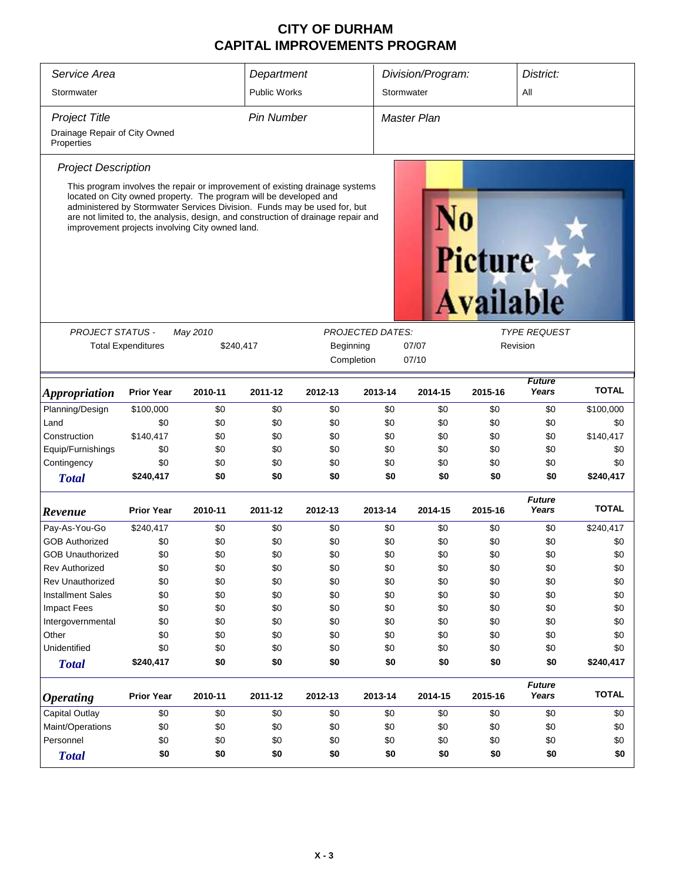# CITY OF DURHAM
# CAPITAL IMPROVEMENTS PROGRAM

| *Service Area* | *Department* | *Division/Program:* | *District:* |
|---|---|---|---|
| Stormwater | Public Works | Stormwater | All |

| *Project Title* | *Pin Number* | *Master Plan* |
|---|---|---|
| Drainage Repair of City Owned Properties | | |

*Project Description*

This program involves the repair or improvement of existing drainage systems located on City owned property. The program will be developed and administered by Stormwater Services Division. Funds may be used for, but are not limited to, the analysis, design, and construction of drainage repair and improvement projects involving City owned land.

No Picture Available

| *PROJECT STATUS -* | *May 2010* | *PROJECTED DATES:* | | *TYPE REQUEST* |
|---|---|---|---|---|
| Total Expenditures | $240,417 | Beginning | 07/07 | Revision |
| | | Completion | 07/10 | |

| ***Appropriation*** | **Prior Year** | **2010-11** | **2011-12** | **2012-13** | **2013-14** | **2014-15** | **2015-16** | ***Future Years*** | **TOTAL** |
|---|---|---|---|---|---|---|---|---|---|
| Planning/Design | $100,000 | $0 | $0 | $0 | $0 | $0 | $0 | $0 | $100,000 |
| Land | $0 | $0 | $0 | $0 | $0 | $0 | $0 | $0 | $0 |
| Construction | $140,417 | $0 | $0 | $0 | $0 | $0 | $0 | $0 | $140,417 |
| Equip/Furnishings | $0 | $0 | $0 | $0 | $0 | $0 | $0 | $0 | $0 |
| Contingency | $0 | $0 | $0 | $0 | $0 | $0 | $0 | $0 | $0 |
| **Total** | **$240,417** | **$0** | **$0** | **$0** | **$0** | **$0** | **$0** | **$0** | **$240,417** |

| ***Revenue*** | **Prior Year** | **2010-11** | **2011-12** | **2012-13** | **2013-14** | **2014-15** | **2015-16** | ***Future Years*** | **TOTAL** |
|---|---|---|---|---|---|---|---|---|---|
| Pay-As-You-Go | $240,417 | $0 | $0 | $0 | $0 | $0 | $0 | $0 | $240,417 |
| GOB Authorized | $0 | $0 | $0 | $0 | $0 | $0 | $0 | $0 | $0 |
| GOB Unauthorized | $0 | $0 | $0 | $0 | $0 | $0 | $0 | $0 | $0 |
| Rev Authorized | $0 | $0 | $0 | $0 | $0 | $0 | $0 | $0 | $0 |
| Rev Unauthorized | $0 | $0 | $0 | $0 | $0 | $0 | $0 | $0 | $0 |
| Installment Sales | $0 | $0 | $0 | $0 | $0 | $0 | $0 | $0 | $0 |
| Impact Fees | $0 | $0 | $0 | $0 | $0 | $0 | $0 | $0 | $0 |
| Intergovernmental | $0 | $0 | $0 | $0 | $0 | $0 | $0 | $0 | $0 |
| Other | $0 | $0 | $0 | $0 | $0 | $0 | $0 | $0 | $0 |
| Unidentified | $0 | $0 | $0 | $0 | $0 | $0 | $0 | $0 | $0 |
| **Total** | **$240,417** | **$0** | **$0** | **$0** | **$0** | **$0** | **$0** | **$0** | **$240,417** |

| ***Operating*** | **Prior Year** | **2010-11** | **2011-12** | **2012-13** | **2013-14** | **2014-15** | **2015-16** | ***Future Years*** | **TOTAL** |
|---|---|---|---|---|---|---|---|---|---|
| Capital Outlay | $0 | $0 | $0 | $0 | $0 | $0 | $0 | $0 | $0 |
| Maint/Operations | $0 | $0 | $0 | $0 | $0 | $0 | $0 | $0 | $0 |
| Personnel | $0 | $0 | $0 | $0 | $0 | $0 | $0 | $0 | $0 |
| **Total** | **$0** | **$0** | **$0** | **$0** | **$0** | **$0** | **$0** | **$0** | **$0** |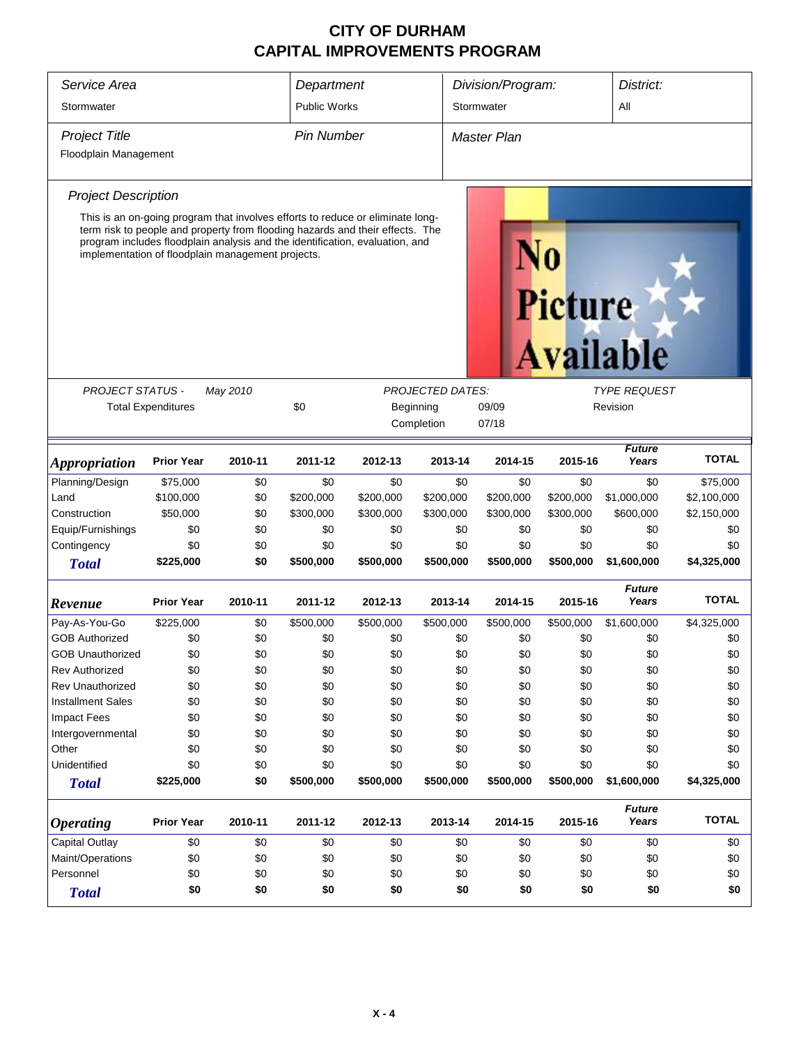# CITY OF DURHAM
# CAPITAL IMPROVEMENTS PROGRAM

| *Service Area* | *Department* | *Division/Program:* | *District:* |
|---|---|---|---|
| Stormwater | Public Works | Stormwater | All |

| *Project Title* | *Pin Number* | *Master Plan* |
|---|---|---|
| Floodplain Management | | |

### *Project Description*

This is an on-going program that involves efforts to reduce or eliminate long-term risk to people and property from flooding hazards and their effects. The program includes floodplain analysis and the identification, evaluation, and implementation of floodplain management projects.

No Picture Available

| *PROJECT STATUS -* | *May 2010* | | *PROJECTED DATES:* | | *TYPE REQUEST* |
|---|---|---|---|---|---|
| Total Expenditures | | $0 | Beginning | 09/09 | Revision |
| | | | Completion | 07/18 | |

| *Appropriation* | Prior Year | 2010-11 | 2011-12 | 2012-13 | 2013-14 | 2014-15 | 2015-16 | *Future Years* | TOTAL |
|---|---|---|---|---|---|---|---|---|---|
| Planning/Design | $75,000 | $0 | $0 | $0 | $0 | $0 | $0 | $0 | $75,000 |
| Land | $100,000 | $0 | $200,000 | $200,000 | $200,000 | $200,000 | $200,000 | $1,000,000 | $2,100,000 |
| Construction | $50,000 | $0 | $300,000 | $300,000 | $300,000 | $300,000 | $300,000 | $600,000 | $2,150,000 |
| Equip/Furnishings | $0 | $0 | $0 | $0 | $0 | $0 | $0 | $0 | $0 |
| Contingency | $0 | $0 | $0 | $0 | $0 | $0 | $0 | $0 | $0 |
| **Total** | **$225,000** | **$0** | **$500,000** | **$500,000** | **$500,000** | **$500,000** | **$500,000** | **$1,600,000** | **$4,325,000** |

| *Revenue* | Prior Year | 2010-11 | 2011-12 | 2012-13 | 2013-14 | 2014-15 | 2015-16 | *Future Years* | TOTAL |
|---|---|---|---|---|---|---|---|---|---|
| Pay-As-You-Go | $225,000 | $0 | $500,000 | $500,000 | $500,000 | $500,000 | $500,000 | $1,600,000 | $4,325,000 |
| GOB Authorized | $0 | $0 | $0 | $0 | $0 | $0 | $0 | $0 | $0 |
| GOB Unauthorized | $0 | $0 | $0 | $0 | $0 | $0 | $0 | $0 | $0 |
| Rev Authorized | $0 | $0 | $0 | $0 | $0 | $0 | $0 | $0 | $0 |
| Rev Unauthorized | $0 | $0 | $0 | $0 | $0 | $0 | $0 | $0 | $0 |
| Installment Sales | $0 | $0 | $0 | $0 | $0 | $0 | $0 | $0 | $0 |
| Impact Fees | $0 | $0 | $0 | $0 | $0 | $0 | $0 | $0 | $0 |
| Intergovernmental | $0 | $0 | $0 | $0 | $0 | $0 | $0 | $0 | $0 |
| Other | $0 | $0 | $0 | $0 | $0 | $0 | $0 | $0 | $0 |
| Unidentified | $0 | $0 | $0 | $0 | $0 | $0 | $0 | $0 | $0 |
| **Total** | **$225,000** | **$0** | **$500,000** | **$500,000** | **$500,000** | **$500,000** | **$500,000** | **$1,600,000** | **$4,325,000** |

| *Operating* | Prior Year | 2010-11 | 2011-12 | 2012-13 | 2013-14 | 2014-15 | 2015-16 | *Future Years* | TOTAL |
|---|---|---|---|---|---|---|---|---|---|
| Capital Outlay | $0 | $0 | $0 | $0 | $0 | $0 | $0 | $0 | $0 |
| Maint/Operations | $0 | $0 | $0 | $0 | $0 | $0 | $0 | $0 | $0 |
| Personnel | $0 | $0 | $0 | $0 | $0 | $0 | $0 | $0 | $0 |
| **Total** | **$0** | **$0** | **$0** | **$0** | **$0** | **$0** | **$0** | **$0** | **$0** |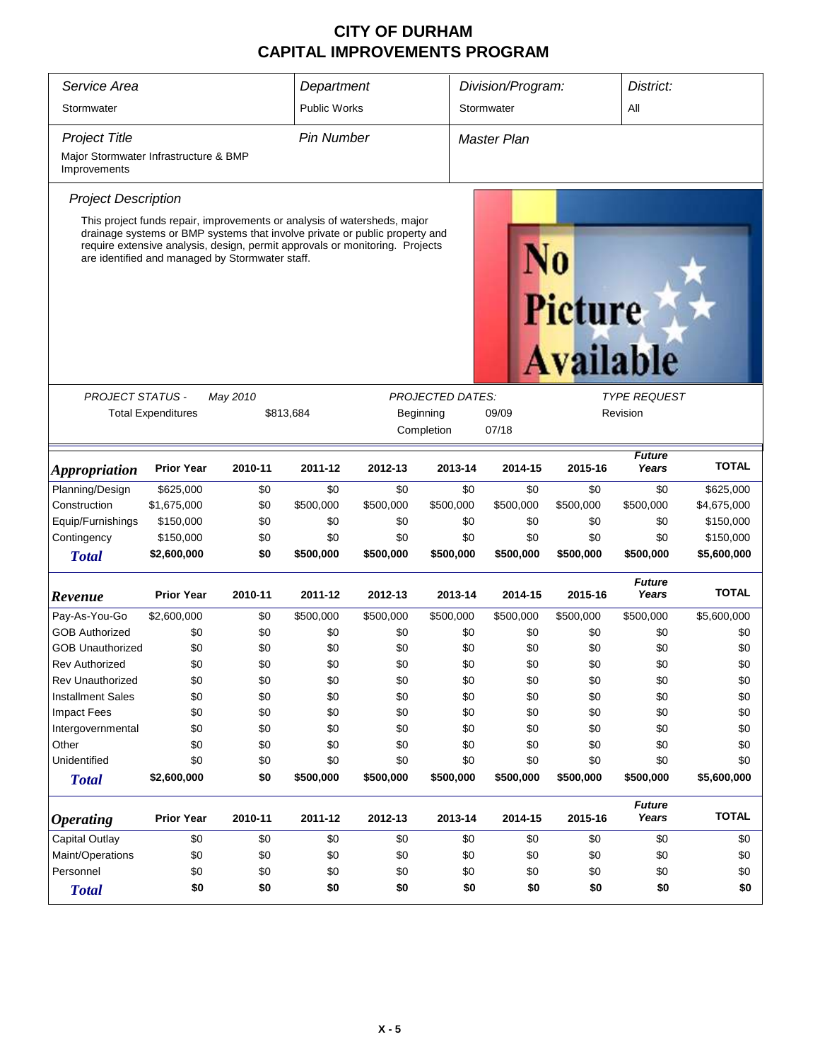# CITY OF DURHAM
# CAPITAL IMPROVEMENTS PROGRAM

| Service Area | Department | Division/Program: | District: |
|---|---|---|---|
| Stormwater | Public Works | Stormwater | All |

| Project Title | Pin Number | Master Plan |
|---|---|---|
| Major Stormwater Infrastructure & BMP Improvements | | |

*Project Description*

This project funds repair, improvements or analysis of watersheds, major drainage systems or BMP systems that involve private or public property and require extensive analysis, design, permit approvals or monitoring. Projects are identified and managed by Stormwater staff.

| PROJECT STATUS - | May 2010 | PROJECTED DATES: | | TYPE REQUEST |
|---|---|---|---|---|
| Total Expenditures | $813,684 | Beginning | 09/09 | Revision |
| | | Completion | 07/18 | |

| *Appropriation* | Prior Year | 2010-11 | 2011-12 | 2012-13 | 2013-14 | 2014-15 | 2015-16 | *Future Years* | TOTAL |
|---|---|---|---|---|---|---|---|---|---|
| Planning/Design | $625,000 | $0 | $0 | $0 | $0 | $0 | $0 | $0 | $625,000 |
| Construction | $1,675,000 | $0 | $500,000 | $500,000 | $500,000 | $500,000 | $500,000 | $500,000 | $4,675,000 |
| Equip/Furnishings | $150,000 | $0 | $0 | $0 | $0 | $0 | $0 | $0 | $150,000 |
| Contingency | $150,000 | $0 | $0 | $0 | $0 | $0 | $0 | $0 | $150,000 |
| **Total** | **$2,600,000** | **$0** | **$500,000** | **$500,000** | **$500,000** | **$500,000** | **$500,000** | **$500,000** | **$5,600,000** |

| *Revenue* | Prior Year | 2010-11 | 2011-12 | 2012-13 | 2013-14 | 2014-15 | 2015-16 | *Future Years* | TOTAL |
|---|---|---|---|---|---|---|---|---|---|
| Pay-As-You-Go | $2,600,000 | $0 | $500,000 | $500,000 | $500,000 | $500,000 | $500,000 | $500,000 | $5,600,000 |
| GOB Authorized | $0 | $0 | $0 | $0 | $0 | $0 | $0 | $0 | $0 |
| GOB Unauthorized | $0 | $0 | $0 | $0 | $0 | $0 | $0 | $0 | $0 |
| Rev Authorized | $0 | $0 | $0 | $0 | $0 | $0 | $0 | $0 | $0 |
| Rev Unauthorized | $0 | $0 | $0 | $0 | $0 | $0 | $0 | $0 | $0 |
| Installment Sales | $0 | $0 | $0 | $0 | $0 | $0 | $0 | $0 | $0 |
| Impact Fees | $0 | $0 | $0 | $0 | $0 | $0 | $0 | $0 | $0 |
| Intergovernmental | $0 | $0 | $0 | $0 | $0 | $0 | $0 | $0 | $0 |
| Other | $0 | $0 | $0 | $0 | $0 | $0 | $0 | $0 | $0 |
| Unidentified | $0 | $0 | $0 | $0 | $0 | $0 | $0 | $0 | $0 |
| **Total** | **$2,600,000** | **$0** | **$500,000** | **$500,000** | **$500,000** | **$500,000** | **$500,000** | **$500,000** | **$5,600,000** |

| *Operating* | Prior Year | 2010-11 | 2011-12 | 2012-13 | 2013-14 | 2014-15 | 2015-16 | *Future Years* | TOTAL |
|---|---|---|---|---|---|---|---|---|---|
| Capital Outlay | $0 | $0 | $0 | $0 | $0 | $0 | $0 | $0 | $0 |
| Maint/Operations | $0 | $0 | $0 | $0 | $0 | $0 | $0 | $0 | $0 |
| Personnel | $0 | $0 | $0 | $0 | $0 | $0 | $0 | $0 | $0 |
| **Total** | **$0** | **$0** | **$0** | **$0** | **$0** | **$0** | **$0** | **$0** | **$0** |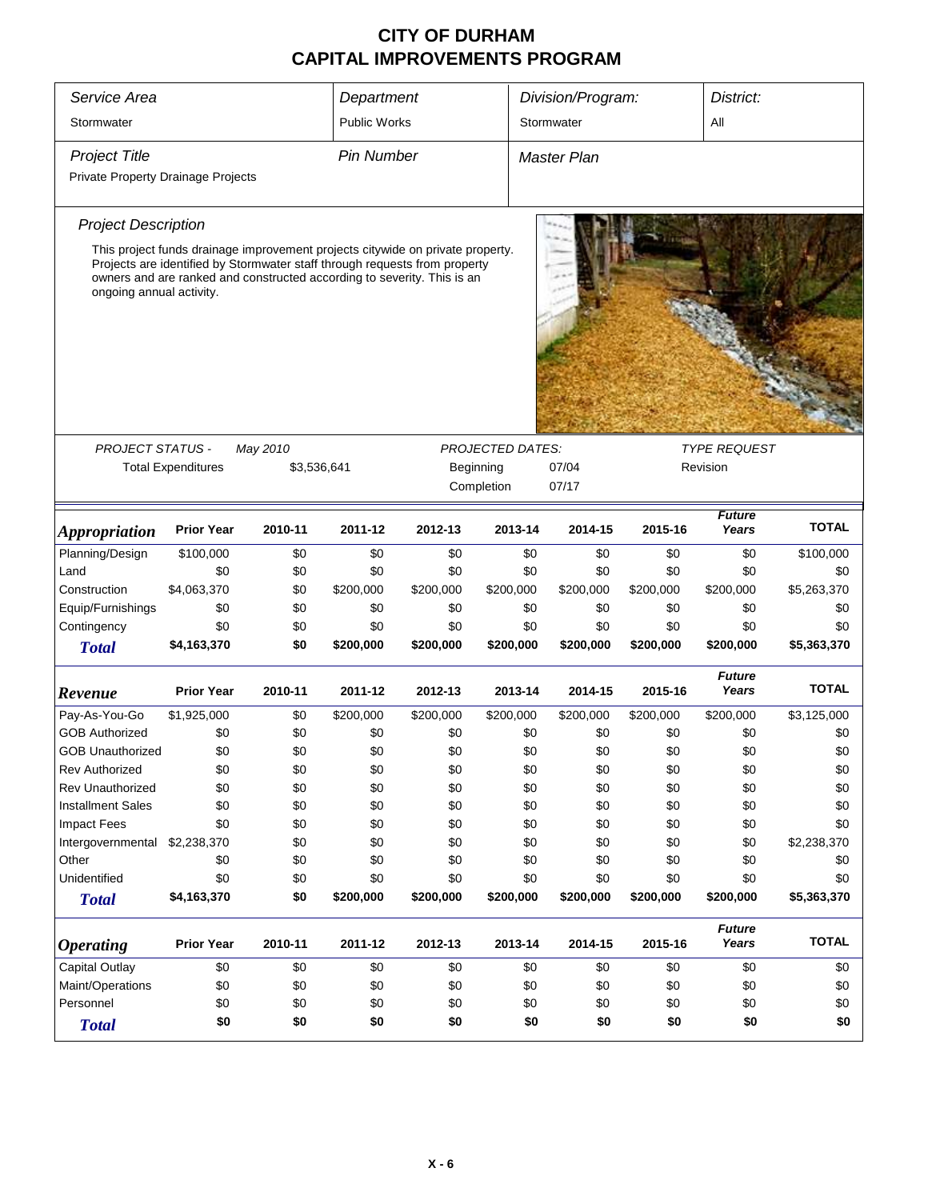# CITY OF DURHAM
# CAPITAL IMPROVEMENTS PROGRAM

| *Service Area* | *Department* | *Division/Program:* | *District:* |
|---|---|---|---|
| Stormwater | Public Works | Stormwater | All |

| *Project Title* | *Pin Number* | *Master Plan* |
|---|---|---|
| Private Property Drainage Projects | | |

*Project Description*

This project funds drainage improvement projects citywide on private property. Projects are identified by Stormwater staff through requests from property owners and are ranked and constructed according to severity. This is an ongoing annual activity.

| *PROJECT STATUS -* | *May 2010* | *PROJECTED DATES:* | | *TYPE REQUEST* |
|---|---|---|---|---|
| Total Expenditures | $3,536,641 | Beginning | 07/04 | Revision |
| | | Completion | 07/17 | |

| ***Appropriation*** | **Prior Year** | **2010-11** | **2011-12** | **2012-13** | **2013-14** | **2014-15** | **2015-16** | ***Future Years*** | **TOTAL** |
|---|---|---|---|---|---|---|---|---|---|
| Planning/Design | $100,000 | $0 | $0 | $0 | $0 | $0 | $0 | $0 | $100,000 |
| Land | $0 | $0 | $0 | $0 | $0 | $0 | $0 | $0 | $0 |
| Construction | $4,063,370 | $0 | $200,000 | $200,000 | $200,000 | $200,000 | $200,000 | $200,000 | $5,263,370 |
| Equip/Furnishings | $0 | $0 | $0 | $0 | $0 | $0 | $0 | $0 | $0 |
| Contingency | $0 | $0 | $0 | $0 | $0 | $0 | $0 | $0 | $0 |
| ***Total*** | **$4,163,370** | **$0** | **$200,000** | **$200,000** | **$200,000** | **$200,000** | **$200,000** | **$200,000** | **$5,363,370** |

| ***Revenue*** | **Prior Year** | **2010-11** | **2011-12** | **2012-13** | **2013-14** | **2014-15** | **2015-16** | ***Future Years*** | **TOTAL** |
|---|---|---|---|---|---|---|---|---|---|
| Pay-As-You-Go | $1,925,000 | $0 | $200,000 | $200,000 | $200,000 | $200,000 | $200,000 | $200,000 | $3,125,000 |
| GOB Authorized | $0 | $0 | $0 | $0 | $0 | $0 | $0 | $0 | $0 |
| GOB Unauthorized | $0 | $0 | $0 | $0 | $0 | $0 | $0 | $0 | $0 |
| Rev Authorized | $0 | $0 | $0 | $0 | $0 | $0 | $0 | $0 | $0 |
| Rev Unauthorized | $0 | $0 | $0 | $0 | $0 | $0 | $0 | $0 | $0 |
| Installment Sales | $0 | $0 | $0 | $0 | $0 | $0 | $0 | $0 | $0 |
| Impact Fees | $0 | $0 | $0 | $0 | $0 | $0 | $0 | $0 | $0 |
| Intergovernmental | $2,238,370 | $0 | $0 | $0 | $0 | $0 | $0 | $0 | $2,238,370 |
| Other | $0 | $0 | $0 | $0 | $0 | $0 | $0 | $0 | $0 |
| Unidentified | $0 | $0 | $0 | $0 | $0 | $0 | $0 | $0 | $0 |
| ***Total*** | **$4,163,370** | **$0** | **$200,000** | **$200,000** | **$200,000** | **$200,000** | **$200,000** | **$200,000** | **$5,363,370** |

| ***Operating*** | **Prior Year** | **2010-11** | **2011-12** | **2012-13** | **2013-14** | **2014-15** | **2015-16** | ***Future Years*** | **TOTAL** |
|---|---|---|---|---|---|---|---|---|---|
| Capital Outlay | $0 | $0 | $0 | $0 | $0 | $0 | $0 | $0 | $0 |
| Maint/Operations | $0 | $0 | $0 | $0 | $0 | $0 | $0 | $0 | $0 |
| Personnel | $0 | $0 | $0 | $0 | $0 | $0 | $0 | $0 | $0 |
| ***Total*** | **$0** | **$0** | **$0** | **$0** | **$0** | **$0** | **$0** | **$0** | **$0** |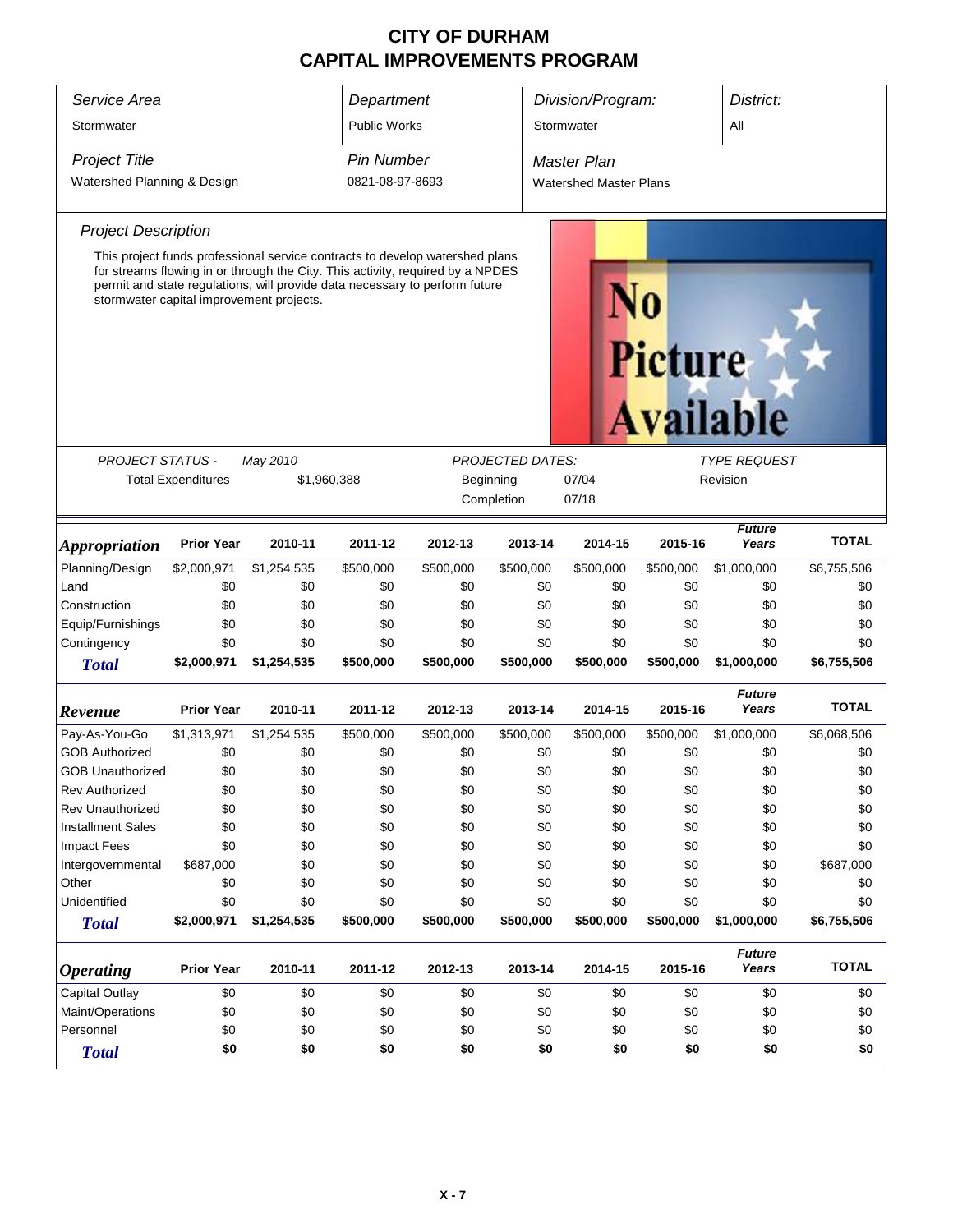# CITY OF DURHAM
# CAPITAL IMPROVEMENTS PROGRAM

| Service Area | Department | Division/Program: | District: |
|---|---|---|---|
| Stormwater | Public Works | Stormwater | All |

| Project Title | Pin Number | Master Plan |
|---|---|---|
| Watershed Planning & Design | 0821-08-97-8693 | Watershed Master Plans |

*Project Description*

This project funds professional service contracts to develop watershed plans for streams flowing in or through the City. This activity, required by a NPDES permit and state regulations, will provide data necessary to perform future stormwater capital improvement projects.

No Picture Available

| PROJECT STATUS - May 2010 | | PROJECTED DATES: | | TYPE REQUEST |
|---|---|---|---|---|
| Total Expenditures | $1,960,388 | Beginning | 07/04 | Revision |
| | | Completion | 07/18 | |

| Appropriation | Prior Year | 2010-11 | 2011-12 | 2012-13 | 2013-14 | 2014-15 | 2015-16 | Future Years | TOTAL |
|---|---|---|---|---|---|---|---|---|---|
| Planning/Design | $2,000,971 | $1,254,535 | $500,000 | $500,000 | $500,000 | $500,000 | $500,000 | $1,000,000 | $6,755,506 |
| Land | $0 | $0 | $0 | $0 | $0 | $0 | $0 | $0 | $0 |
| Construction | $0 | $0 | $0 | $0 | $0 | $0 | $0 | $0 | $0 |
| Equip/Furnishings | $0 | $0 | $0 | $0 | $0 | $0 | $0 | $0 | $0 |
| Contingency | $0 | $0 | $0 | $0 | $0 | $0 | $0 | $0 | $0 |
| **Total** | **$2,000,971** | **$1,254,535** | **$500,000** | **$500,000** | **$500,000** | **$500,000** | **$500,000** | **$1,000,000** | **$6,755,506** |

| Revenue | Prior Year | 2010-11 | 2011-12 | 2012-13 | 2013-14 | 2014-15 | 2015-16 | Future Years | TOTAL |
|---|---|---|---|---|---|---|---|---|---|
| Pay-As-You-Go | $1,313,971 | $1,254,535 | $500,000 | $500,000 | $500,000 | $500,000 | $500,000 | $1,000,000 | $6,068,506 |
| GOB Authorized | $0 | $0 | $0 | $0 | $0 | $0 | $0 | $0 | $0 |
| GOB Unauthorized | $0 | $0 | $0 | $0 | $0 | $0 | $0 | $0 | $0 |
| Rev Authorized | $0 | $0 | $0 | $0 | $0 | $0 | $0 | $0 | $0 |
| Rev Unauthorized | $0 | $0 | $0 | $0 | $0 | $0 | $0 | $0 | $0 |
| Installment Sales | $0 | $0 | $0 | $0 | $0 | $0 | $0 | $0 | $0 |
| Impact Fees | $0 | $0 | $0 | $0 | $0 | $0 | $0 | $0 | $0 |
| Intergovernmental | $687,000 | $0 | $0 | $0 | $0 | $0 | $0 | $0 | $687,000 |
| Other | $0 | $0 | $0 | $0 | $0 | $0 | $0 | $0 | $0 |
| Unidentified | $0 | $0 | $0 | $0 | $0 | $0 | $0 | $0 | $0 |
| **Total** | **$2,000,971** | **$1,254,535** | **$500,000** | **$500,000** | **$500,000** | **$500,000** | **$500,000** | **$1,000,000** | **$6,755,506** |

| Operating | Prior Year | 2010-11 | 2011-12 | 2012-13 | 2013-14 | 2014-15 | 2015-16 | Future Years | TOTAL |
|---|---|---|---|---|---|---|---|---|---|
| Capital Outlay | $0 | $0 | $0 | $0 | $0 | $0 | $0 | $0 | $0 |
| Maint/Operations | $0 | $0 | $0 | $0 | $0 | $0 | $0 | $0 | $0 |
| Personnel | $0 | $0 | $0 | $0 | $0 | $0 | $0 | $0 | $0 |
| **Total** | **$0** | **$0** | **$0** | **$0** | **$0** | **$0** | **$0** | **$0** | **$0** |